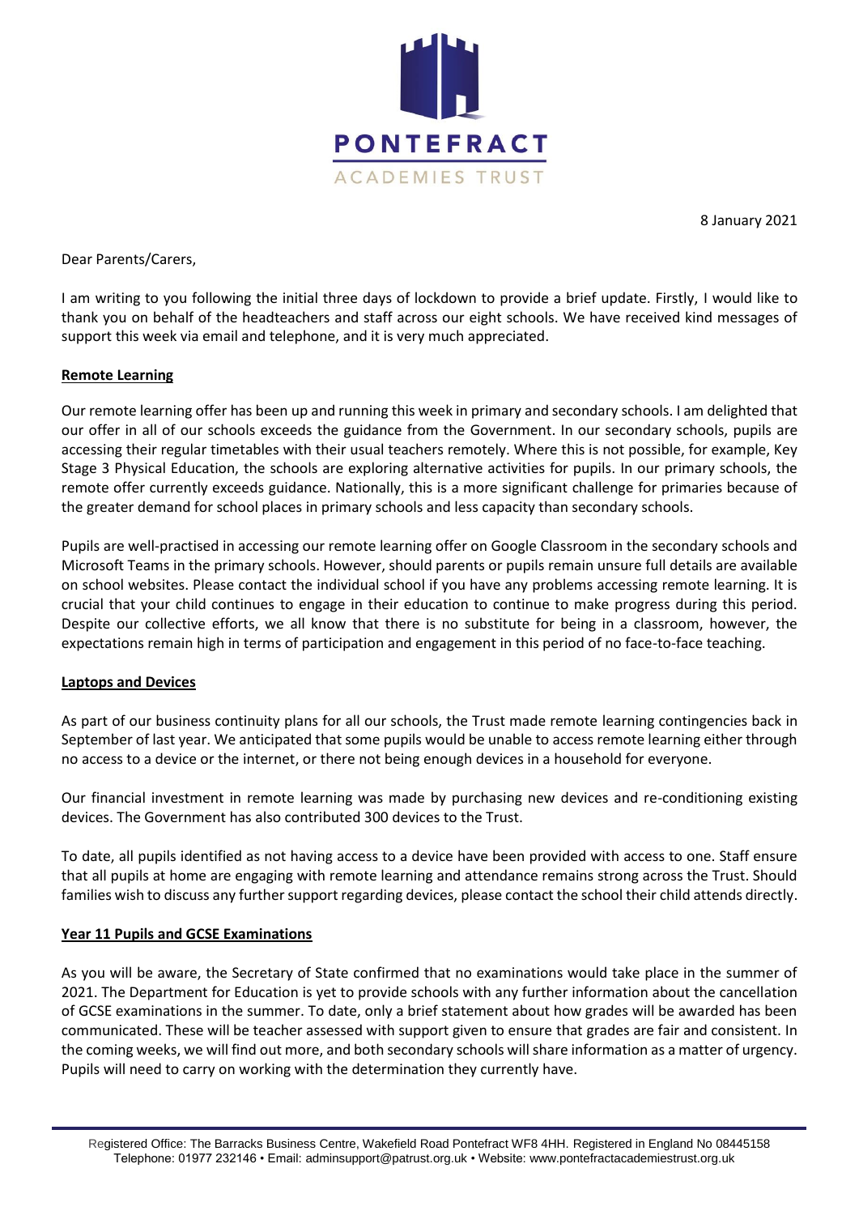PONTEFRACT
ACADEMIES TRUST

8 January 2021

Dear Parents/Carers,

I am writing to you following the initial three days of lockdown to provide a brief update. Firstly, I would like to thank you on behalf of the headteachers and staff across our eight schools. We have received kind messages of support this week via email and telephone, and it is very much appreciated.

**Remote Learning**

Our remote learning offer has been up and running this week in primary and secondary schools. I am delighted that our offer in all of our schools exceeds the guidance from the Government. In our secondary schools, pupils are accessing their regular timetables with their usual teachers remotely. Where this is not possible, for example, Key Stage 3 Physical Education, the schools are exploring alternative activities for pupils. In our primary schools, the remote offer currently exceeds guidance. Nationally, this is a more significant challenge for primaries because of the greater demand for school places in primary schools and less capacity than secondary schools.

Pupils are well-practised in accessing our remote learning offer on Google Classroom in the secondary schools and Microsoft Teams in the primary schools. However, should parents or pupils remain unsure full details are available on school websites. Please contact the individual school if you have any problems accessing remote learning. It is crucial that your child continues to engage in their education to continue to make progress during this period. Despite our collective efforts, we all know that there is no substitute for being in a classroom, however, the expectations remain high in terms of participation and engagement in this period of no face-to-face teaching.

**Laptops and Devices**

As part of our business continuity plans for all our schools, the Trust made remote learning contingencies back in September of last year. We anticipated that some pupils would be unable to access remote learning either through no access to a device or the internet, or there not being enough devices in a household for everyone.

Our financial investment in remote learning was made by purchasing new devices and re-conditioning existing devices. The Government has also contributed 300 devices to the Trust.

To date, all pupils identified as not having access to a device have been provided with access to one. Staff ensure that all pupils at home are engaging with remote learning and attendance remains strong across the Trust. Should families wish to discuss any further support regarding devices, please contact the school their child attends directly.

**Year 11 Pupils and GCSE Examinations**

As you will be aware, the Secretary of State confirmed that no examinations would take place in the summer of 2021. The Department for Education is yet to provide schools with any further information about the cancellation of GCSE examinations in the summer. To date, only a brief statement about how grades will be awarded has been communicated. These will be teacher assessed with support given to ensure that grades are fair and consistent. In the coming weeks, we will find out more, and both secondary schools will share information as a matter of urgency. Pupils will need to carry on working with the determination they currently have.

Registered Office: The Barracks Business Centre, Wakefield Road Pontefract WF8 4HH. Registered in England No 08445158
Telephone: 01977 232146 • Email: adminsupport@patrust.org.uk • Website: www.pontefractacademiestrust.org.uk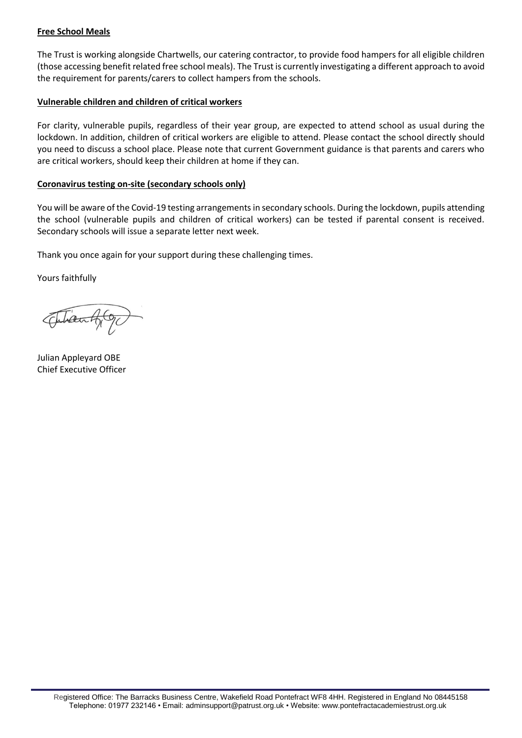**Free School Meals**

The Trust is working alongside Chartwells, our catering contractor, to provide food hampers for all eligible children (those accessing benefit related free school meals). The Trust is currently investigating a different approach to avoid the requirement for parents/carers to collect hampers from the schools.

**Vulnerable children and children of critical workers**

For clarity, vulnerable pupils, regardless of their year group, are expected to attend school as usual during the lockdown. In addition, children of critical workers are eligible to attend. Please contact the school directly should you need to discuss a school place. Please note that current Government guidance is that parents and carers who are critical workers, should keep their children at home if they can.

**Coronavirus testing on-site (secondary schools only)**

You will be aware of the Covid-19 testing arrangements in secondary schools. During the lockdown, pupils attending the school (vulnerable pupils and children of critical workers) can be tested if parental consent is received. Secondary schools will issue a separate letter next week.

Thank you once again for your support during these challenging times.

Yours faithfully

Julian Appleyard OBE
Chief Executive Officer

Registered Office: The Barracks Business Centre, Wakefield Road Pontefract WF8 4HH. Registered in England No 08445158
Telephone: 01977 232146 • Email: adminsupport@patrust.org.uk • Website: www.pontefractacademiestrust.org.uk